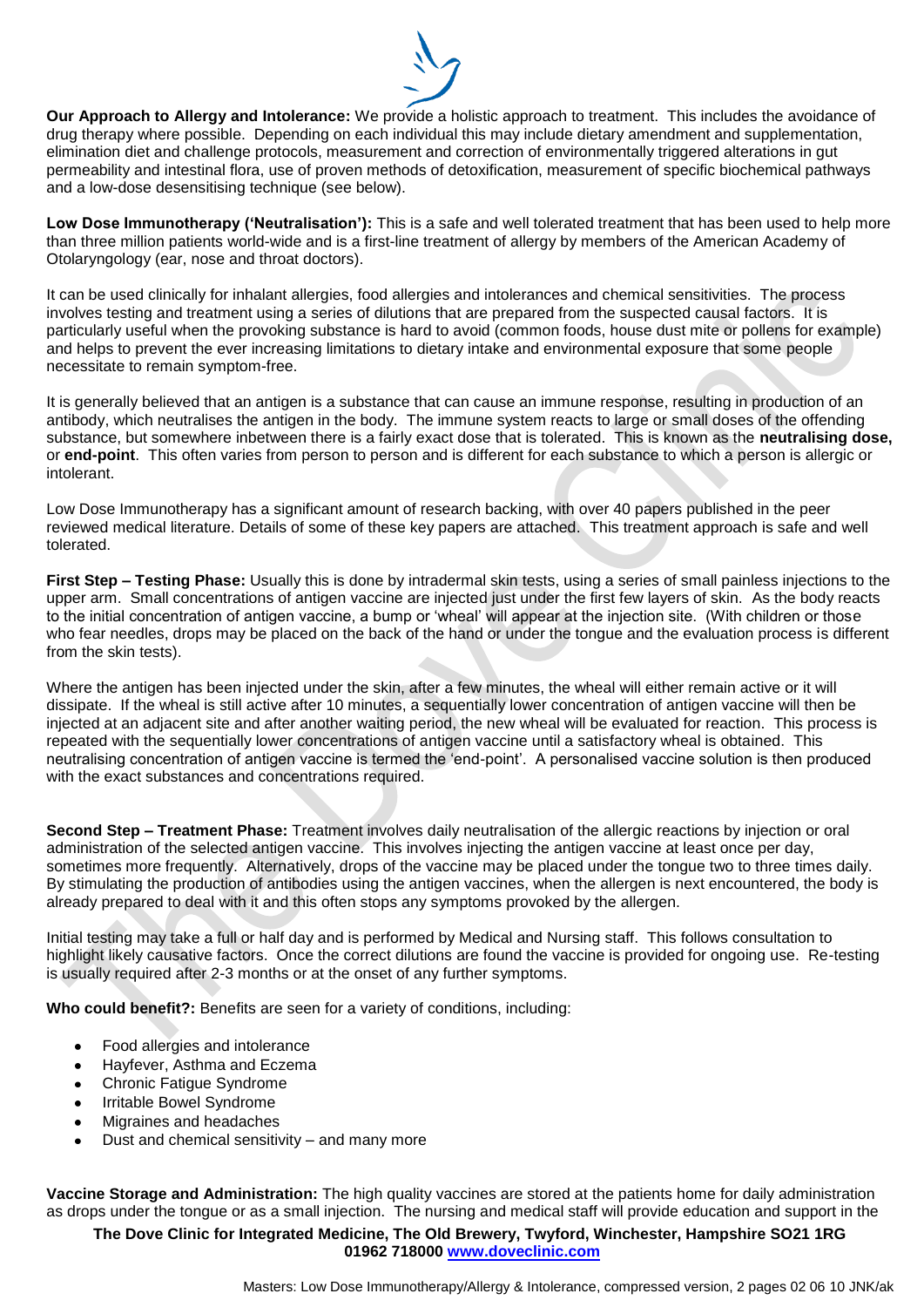**Our Approach to Allergy and Intolerance:** We provide a holistic approach to treatment. This includes the avoidance of drug therapy where possible. Depending on each individual this may include dietary amendment and supplementation, elimination diet and challenge protocols, measurement and correction of environmentally triggered alterations in gut permeability and intestinal flora, use of proven methods of detoxification, measurement of specific biochemical pathways and a low-dose desensitising technique (see below).

**Low Dose Immunotherapy ('Neutralisation'):** This is a safe and well tolerated treatment that has been used to help more than three million patients world-wide and is a first-line treatment of allergy by members of the American Academy of Otolaryngology (ear, nose and throat doctors).

It can be used clinically for inhalant allergies, food allergies and intolerances and chemical sensitivities. The process involves testing and treatment using a series of dilutions that are prepared from the suspected causal factors. It is particularly useful when the provoking substance is hard to avoid (common foods, house dust mite or pollens for example) and helps to prevent the ever increasing limitations to dietary intake and environmental exposure that some people necessitate to remain symptom-free.

It is generally believed that an antigen is a substance that can cause an immune response, resulting in production of an antibody, which neutralises the antigen in the body. The immune system reacts to large or small doses of the offending substance, but somewhere inbetween there is a fairly exact dose that is tolerated. This is known as the **neutralising dose,** or **end-point**. This often varies from person to person and is different for each substance to which a person is allergic or intolerant.

Low Dose Immunotherapy has a significant amount of research backing, with over 40 papers published in the peer reviewed medical literature. Details of some of these key papers are attached. This treatment approach is safe and well tolerated.

**First Step – Testing Phase:** Usually this is done by intradermal skin tests, using a series of small painless injections to the upper arm. Small concentrations of antigen vaccine are injected just under the first few layers of skin. As the body reacts to the initial concentration of antigen vaccine, a bump or 'wheal' will appear at the injection site. (With children or those who fear needles, drops may be placed on the back of the hand or under the tongue and the evaluation process is different from the skin tests).

Where the antigen has been injected under the skin, after a few minutes, the wheal will either remain active or it will dissipate. If the wheal is still active after 10 minutes, a sequentially lower concentration of antigen vaccine will then be injected at an adjacent site and after another waiting period, the new wheal will be evaluated for reaction. This process is repeated with the sequentially lower concentrations of antigen vaccine until a satisfactory wheal is obtained. This neutralising concentration of antigen vaccine is termed the 'end-point'. A personalised vaccine solution is then produced with the exact substances and concentrations required.

**Second Step – Treatment Phase:** Treatment involves daily neutralisation of the allergic reactions by injection or oral administration of the selected antigen vaccine. This involves injecting the antigen vaccine at least once per day, sometimes more frequently. Alternatively, drops of the vaccine may be placed under the tongue two to three times daily. By stimulating the production of antibodies using the antigen vaccines, when the allergen is next encountered, the body is already prepared to deal with it and this often stops any symptoms provoked by the allergen.

Initial testing may take a full or half day and is performed by Medical and Nursing staff. This follows consultation to highlight likely causative factors. Once the correct dilutions are found the vaccine is provided for ongoing use. Re-testing is usually required after 2-3 months or at the onset of any further symptoms.

**Who could benefit?:** Benefits are seen for a variety of conditions, including:

- Food allergies and intolerance
- Hayfever, Asthma and Eczema
- Chronic Fatigue Syndrome
- Irritable Bowel Syndrome
- Migraines and headaches
- Dust and chemical sensitivity – and many more

**Vaccine Storage and Administration:** The high quality vaccines are stored at the patients home for daily administration as drops under the tongue or as a small injection. The nursing and medical staff will provide education and support in the

**The Dove Clinic for Integrated Medicine, The Old Brewery, Twyford, Winchester, Hampshire SO21 1RG**
**01962 718000 www.doveclinic.com**

Masters: Low Dose Immunotherapy/Allergy & Intolerance, compressed version, 2 pages 02 06 10 JNK/ak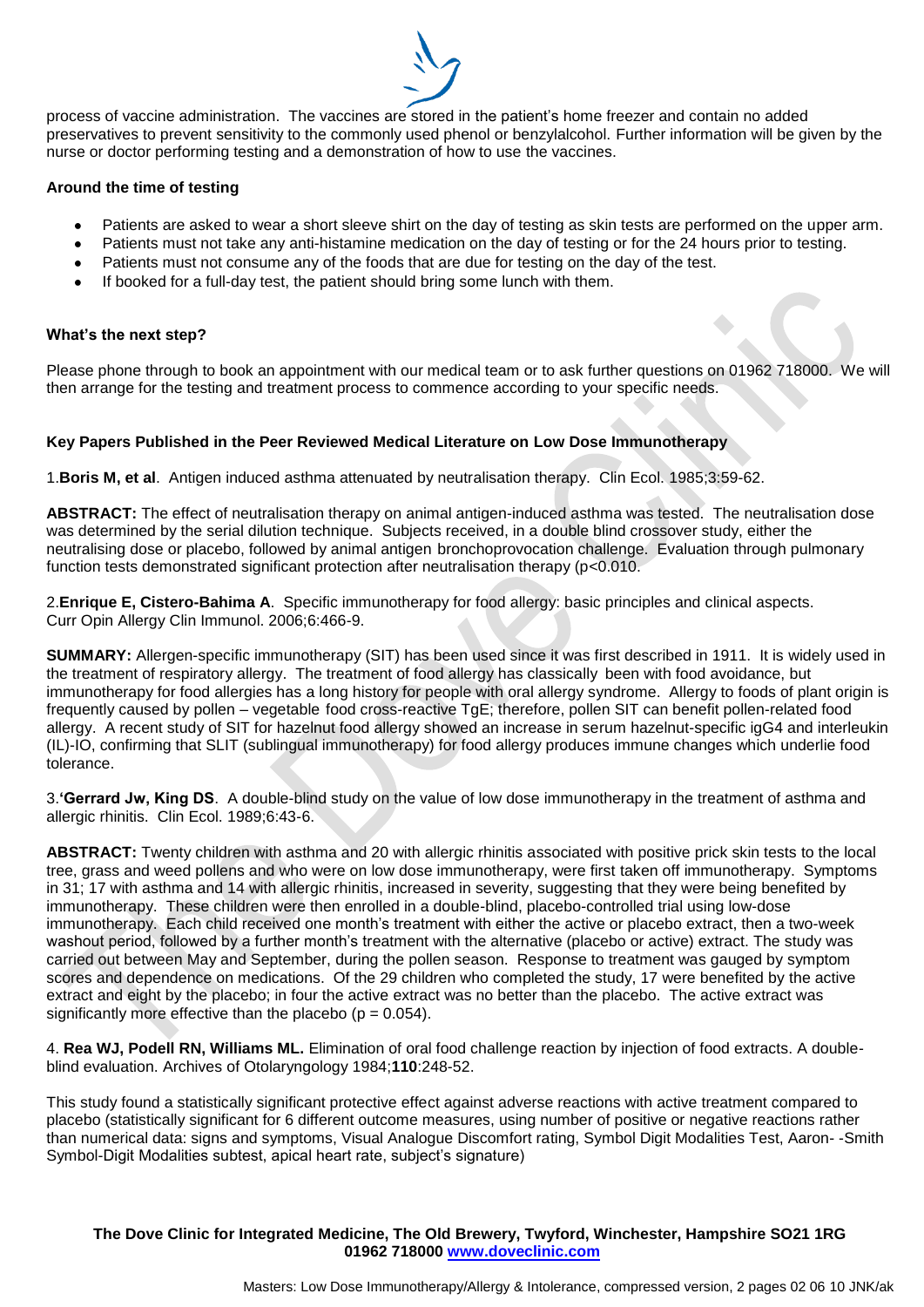process of vaccine administration. The vaccines are stored in the patient's home freezer and contain no added preservatives to prevent sensitivity to the commonly used phenol or benzylalcohol. Further information will be given by the nurse or doctor performing testing and a demonstration of how to use the vaccines.

**Around the time of testing**

- Patients are asked to wear a short sleeve shirt on the day of testing as skin tests are performed on the upper arm.
- Patients must not take any anti-histamine medication on the day of testing or for the 24 hours prior to testing.
- Patients must not consume any of the foods that are due for testing on the day of the test.
- If booked for a full-day test, the patient should bring some lunch with them.

**What's the next step?**

Please phone through to book an appointment with our medical team or to ask further questions on 01962 718000. We will then arrange for the testing and treatment process to commence according to your specific needs.

**Key Papers Published in the Peer Reviewed Medical Literature on Low Dose Immunotherapy**

1.**Boris M, et al**. Antigen induced asthma attenuated by neutralisation therapy. Clin Ecol. 1985;3:59-62.

**ABSTRACT:** The effect of neutralisation therapy on animal antigen-induced asthma was tested. The neutralisation dose was determined by the serial dilution technique. Subjects received, in a double blind crossover study, either the neutralising dose or placebo, followed by animal antigen bronchoprovocation challenge. Evaluation through pulmonary function tests demonstrated significant protection after neutralisation therapy (p<0.010.

2.**Enrique E, Cistero-Bahima A**. Specific immunotherapy for food allergy: basic principles and clinical aspects. Curr Opin Allergy Clin Immunol. 2006;6:466-9.

**SUMMARY:** Allergen-specific immunotherapy (SIT) has been used since it was first described in 1911. It is widely used in the treatment of respiratory allergy. The treatment of food allergy has classically been with food avoidance, but immunotherapy for food allergies has a long history for people with oral allergy syndrome. Allergy to foods of plant origin is frequently caused by pollen – vegetable food cross-reactive TgE; therefore, pollen SIT can benefit pollen-related food allergy. A recent study of SIT for hazelnut food allergy showed an increase in serum hazelnut-specific igG4 and interleukin (IL)-IO, confirming that SLIT (sublingual immunotherapy) for food allergy produces immune changes which underlie food tolerance.

3.**'Gerrard Jw, King DS**. A double-blind study on the value of low dose immunotherapy in the treatment of asthma and allergic rhinitis. Clin Ecol. 1989;6:43-6.

**ABSTRACT:** Twenty children with asthma and 20 with allergic rhinitis associated with positive prick skin tests to the local tree, grass and weed pollens and who were on low dose immunotherapy, were first taken off immunotherapy. Symptoms in 31; 17 with asthma and 14 with allergic rhinitis, increased in severity, suggesting that they were being benefited by immunotherapy. These children were then enrolled in a double-blind, placebo-controlled trial using low-dose immunotherapy. Each child received one month's treatment with either the active or placebo extract, then a two-week washout period, followed by a further month's treatment with the alternative (placebo or active) extract. The study was carried out between May and September, during the pollen season. Response to treatment was gauged by symptom scores and dependence on medications. Of the 29 children who completed the study, 17 were benefited by the active extract and eight by the placebo; in four the active extract was no better than the placebo. The active extract was significantly more effective than the placebo ($p = 0.054$).

4. **Rea WJ, Podell RN, Williams ML.** Elimination of oral food challenge reaction by injection of food extracts. A double-blind evaluation. Archives of Otolaryngology 1984;**110**:248-52.

This study found a statistically significant protective effect against adverse reactions with active treatment compared to placebo (statistically significant for 6 different outcome measures, using number of positive or negative reactions rather than numerical data: signs and symptoms, Visual Analogue Discomfort rating, Symbol Digit Modalities Test, Aaron- -Smith Symbol-Digit Modalities subtest, apical heart rate, subject's signature)

**The Dove Clinic for Integrated Medicine, The Old Brewery, Twyford, Winchester, Hampshire SO21 1RG**
**01962 718000 [www.doveclinic.com](http://www.doveclinic.com)**

Masters: Low Dose Immunotherapy/Allergy & Intolerance, compressed version, 2 pages 02 06 10 JNK/ak